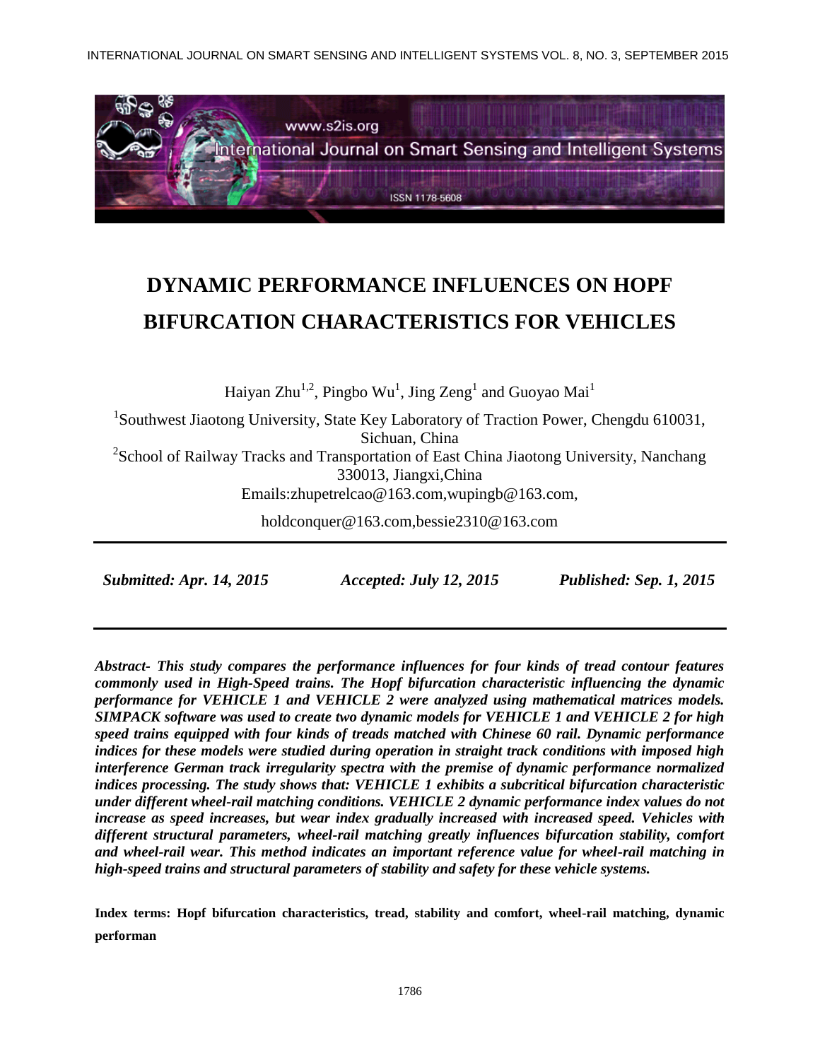# DYNAMIC PERFORMANCE INFLUENCES ON HOPF BIFURCATION CHARACTERISTICS FOR VEHICLES

Haiyan Zhu[1,2], Pingbo Wu[1], Jing Zeng[1] and Guoyao Mai[1]

[1]Southwest Jiaotong University, State Key Laboratory of Traction Power, Chengdu 610031, Sichuan, China

[2]School of Railway Tracks and Transportation of East China Jiaotong University, Nanchang 330013, Jiangxi,China

Emails:zhupetrelcao@163.com,wupingb@163.com,

holdconquer@163.com,bessie2310@163.com

*Submitted: Apr. 14, 2015* *Accepted: July 12, 2015* *Published: Sep. 1, 2015*

***Abstract- This study compares the performance influences for four kinds of tread contour features commonly used in High-Speed trains. The Hopf bifurcation characteristic influencing the dynamic performance for VEHICLE 1 and VEHICLE 2 were analyzed using mathematical matrices models. SIMPACK software was used to create two dynamic models for VEHICLE 1 and VEHICLE 2 for high speed trains equipped with four kinds of treads matched with Chinese 60 rail. Dynamic performance indices for these models were studied during operation in straight track conditions with imposed high interference German track irregularity spectra with the premise of dynamic performance normalized indices processing. The study shows that: VEHICLE 1 exhibits a subcritical bifurcation characteristic under different wheel-rail matching conditions. VEHICLE 2 dynamic performance index values do not increase as speed increases, but wear index gradually increased with increased speed. Vehicles with different structural parameters, wheel-rail matching greatly influences bifurcation stability, comfort and wheel-rail wear. This method indicates an important reference value for wheel-rail matching in high-speed trains and structural parameters of stability and safety for these vehicle systems.***

**Index terms: Hopf bifurcation characteristics, tread, stability and comfort, wheel-rail matching, dynamic performan**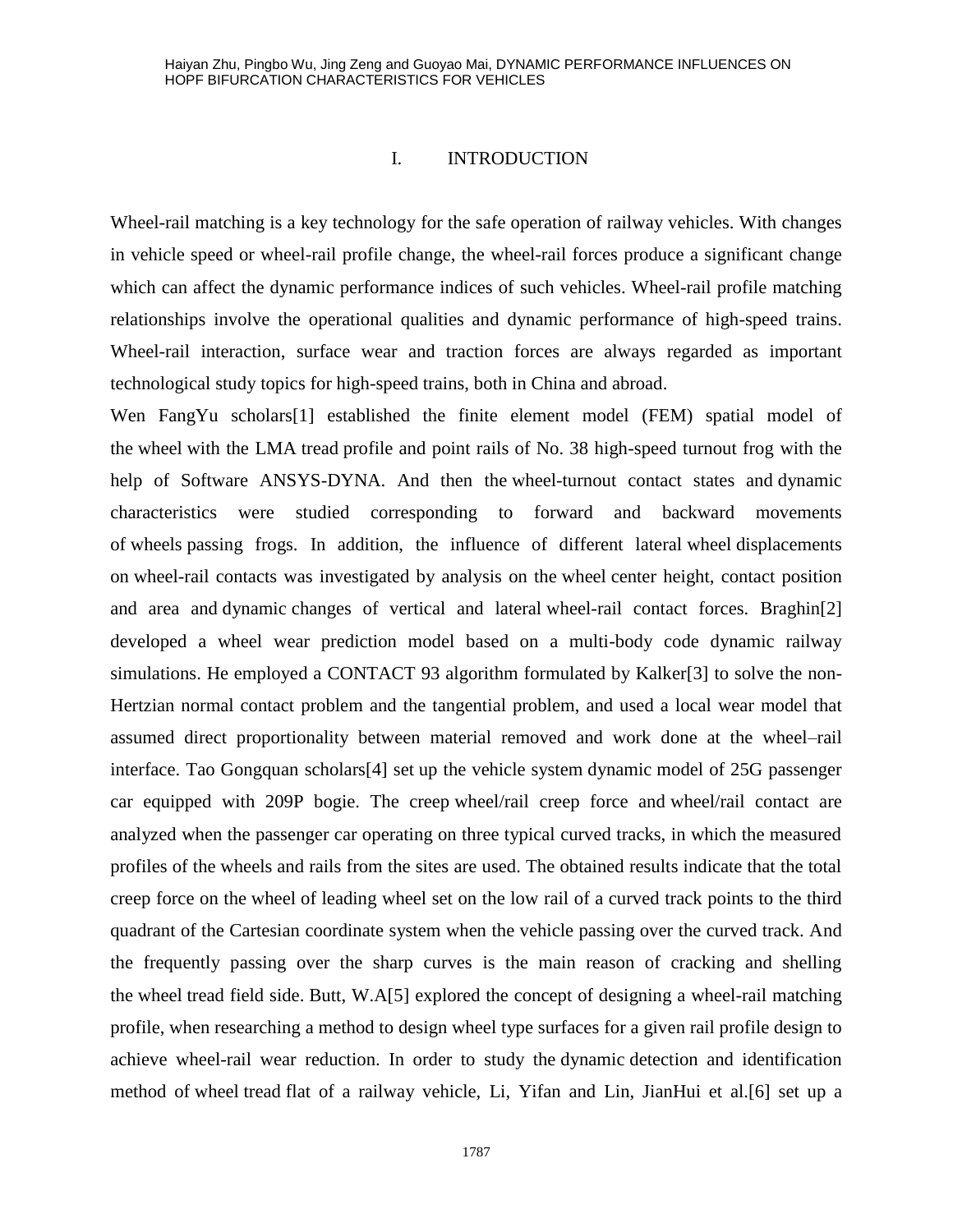# I. INTRODUCTION

Wheel-rail matching is a key technology for the safe operation of railway vehicles. With changes in vehicle speed or wheel-rail profile change, the wheel-rail forces produce a significant change which can affect the dynamic performance indices of such vehicles. Wheel-rail profile matching relationships involve the operational qualities and dynamic performance of high-speed trains. Wheel-rail interaction, surface wear and traction forces are always regarded as important technological study topics for high-speed trains, both in China and abroad.

Wen FangYu scholars[1] established the finite element model (FEM) spatial model of the wheel with the LMA tread profile and point rails of No. 38 high-speed turnout frog with the help of Software ANSYS-DYNA. And then the wheel-turnout contact states and dynamic characteristics were studied corresponding to forward and backward movements of wheels passing frogs. In addition, the influence of different lateral wheel displacements on wheel-rail contacts was investigated by analysis on the wheel center height, contact position and area and dynamic changes of vertical and lateral wheel-rail contact forces. Braghin[2] developed a wheel wear prediction model based on a multi-body code dynamic railway simulations. He employed a CONTACT 93 algorithm formulated by Kalker[3] to solve the non-Hertzian normal contact problem and the tangential problem, and used a local wear model that assumed direct proportionality between material removed and work done at the wheel–rail interface. Tao Gongquan scholars[4] set up the vehicle system dynamic model of 25G passenger car equipped with 209P bogie. The creep wheel/rail creep force and wheel/rail contact are analyzed when the passenger car operating on three typical curved tracks, in which the measured profiles of the wheels and rails from the sites are used. The obtained results indicate that the total creep force on the wheel of leading wheel set on the low rail of a curved track points to the third quadrant of the Cartesian coordinate system when the vehicle passing over the curved track. And the frequently passing over the sharp curves is the main reason of cracking and shelling the wheel tread field side. Butt, W.A[5] explored the concept of designing a wheel-rail matching profile, when researching a method to design wheel type surfaces for a given rail profile design to achieve wheel-rail wear reduction. In order to study the dynamic detection and identification method of wheel tread flat of a railway vehicle, Li, Yifan and Lin, JianHui et al.[6] set up a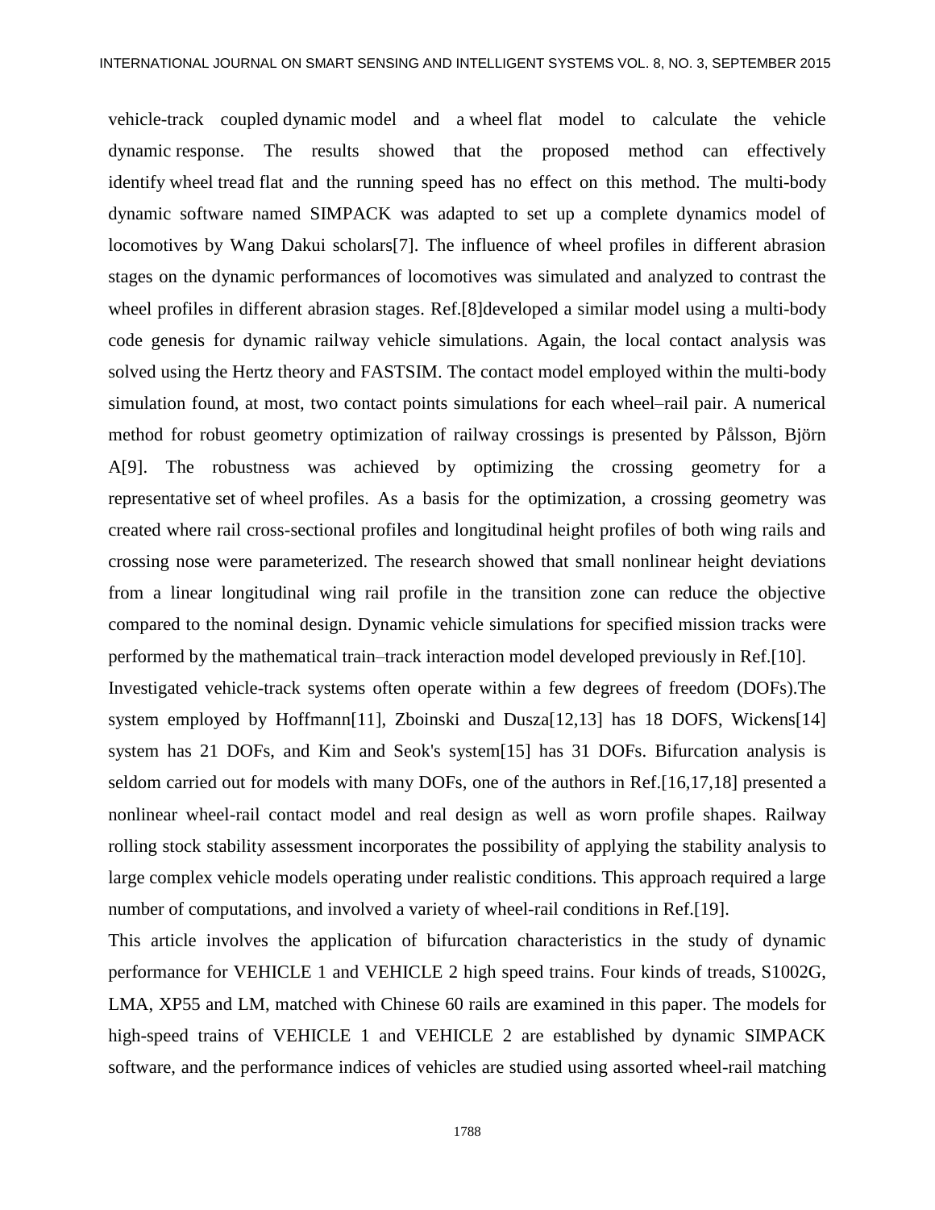vehicle-track coupled dynamic model and a wheel flat model to calculate the vehicle dynamic response. The results showed that the proposed method can effectively identify wheel tread flat and the running speed has no effect on this method. The multi-body dynamic software named SIMPACK was adapted to set up a complete dynamics model of locomotives by Wang Dakui scholars[7]. The influence of wheel profiles in different abrasion stages on the dynamic performances of locomotives was simulated and analyzed to contrast the wheel profiles in different abrasion stages. Ref.[8]developed a similar model using a multi-body code genesis for dynamic railway vehicle simulations. Again, the local contact analysis was solved using the Hertz theory and FASTSIM. The contact model employed within the multi-body simulation found, at most, two contact points simulations for each wheel–rail pair. A numerical method for robust geometry optimization of railway crossings is presented by Pålsson, Björn A[9]. The robustness was achieved by optimizing the crossing geometry for a representative set of wheel profiles. As a basis for the optimization, a crossing geometry was created where rail cross-sectional profiles and longitudinal height profiles of both wing rails and crossing nose were parameterized. The research showed that small nonlinear height deviations from a linear longitudinal wing rail profile in the transition zone can reduce the objective compared to the nominal design. Dynamic vehicle simulations for specified mission tracks were performed by the mathematical train–track interaction model developed previously in Ref.[10].

Investigated vehicle-track systems often operate within a few degrees of freedom (DOFs).The system employed by Hoffmann[11], Zboinski and Dusza[12,13] has 18 DOFS, Wickens[14] system has 21 DOFs, and Kim and Seok's system[15] has 31 DOFs. Bifurcation analysis is seldom carried out for models with many DOFs, one of the authors in Ref.[16,17,18] presented a nonlinear wheel-rail contact model and real design as well as worn profile shapes. Railway rolling stock stability assessment incorporates the possibility of applying the stability analysis to large complex vehicle models operating under realistic conditions. This approach required a large number of computations, and involved a variety of wheel-rail conditions in Ref.[19].

This article involves the application of bifurcation characteristics in the study of dynamic performance for VEHICLE 1 and VEHICLE 2 high speed trains. Four kinds of treads, S1002G, LMA, XP55 and LM, matched with Chinese 60 rails are examined in this paper. The models for high-speed trains of VEHICLE 1 and VEHICLE 2 are established by dynamic SIMPACK software, and the performance indices of vehicles are studied using assorted wheel-rail matching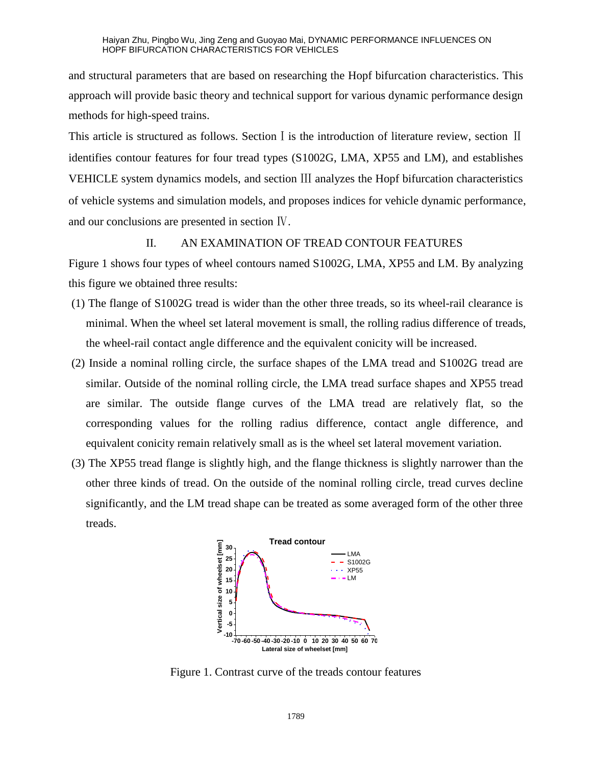and structural parameters that are based on researching the Hopf bifurcation characteristics. This approach will provide basic theory and technical support for various dynamic performance design methods for high-speed trains.

This article is structured as follows. Section Ⅰ is the introduction of literature review, section Ⅱ identifies contour features for four tread types (S1002G, LMA, XP55 and LM), and establishes VEHICLE system dynamics models, and section Ⅲ analyzes the Hopf bifurcation characteristics of vehicle systems and simulation models, and proposes indices for vehicle dynamic performance, and our conclusions are presented in section Ⅳ.

## II. AN EXAMINATION OF TREAD CONTOUR FEATURES

Figure 1 shows four types of wheel contours named S1002G, LMA, XP55 and LM. By analyzing this figure we obtained three results:

(1) The flange of S1002G tread is wider than the other three treads, so its wheel-rail clearance is minimal. When the wheel set lateral movement is small, the rolling radius difference of treads, the wheel-rail contact angle difference and the equivalent conicity will be increased.

(2) Inside a nominal rolling circle, the surface shapes of the LMA tread and S1002G tread are similar. Outside of the nominal rolling circle, the LMA tread surface shapes and XP55 tread are similar. The outside flange curves of the LMA tread are relatively flat, so the corresponding values for the rolling radius difference, contact angle difference, and equivalent conicity remain relatively small as is the wheel set lateral movement variation.

(3) The XP55 tread flange is slightly high, and the flange thickness is slightly narrower than the other three kinds of tread. On the outside of the nominal rolling circle, tread curves decline significantly, and the LM tread shape can be treated as some averaged form of the other three treads.

Figure 1. Contrast curve of the treads contour features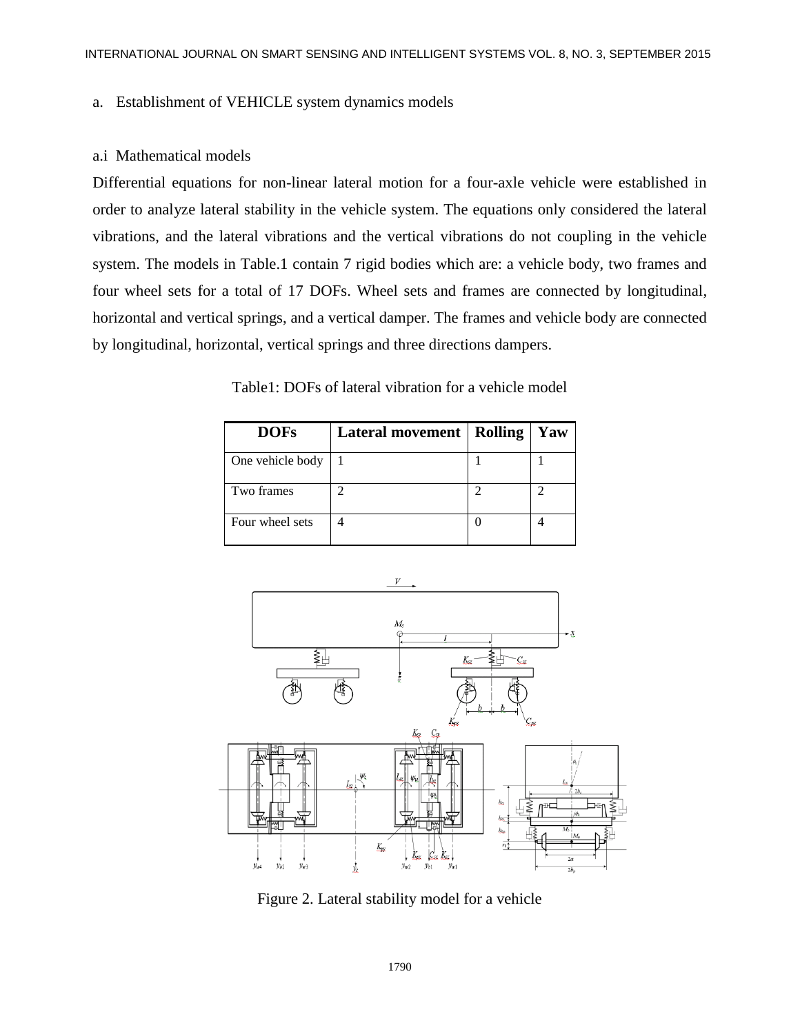## a. Establishment of VEHICLE system dynamics models

### a.i Mathematical models

Differential equations for non-linear lateral motion for a four-axle vehicle were established in order to analyze lateral stability in the vehicle system. The equations only considered the lateral vibrations, and the lateral vibrations and the vertical vibrations do not coupling in the vehicle system. The models in Table.1 contain 7 rigid bodies which are: a vehicle body, two frames and four wheel sets for a total of 17 DOFs. Wheel sets and frames are connected by longitudinal, horizontal and vertical springs, and a vertical damper. The frames and vehicle body are connected by longitudinal, horizontal, vertical springs and three directions dampers.

Table1: DOFs of lateral vibration for a vehicle model

| DOFs | Lateral movement | Rolling | Yaw |
|---|---|---|---|
| One vehicle body | 1 | 1 | 1 |
| Two frames | 2 | 2 | 2 |
| Four wheel sets | 4 | 0 | 4 |

Figure 2. Lateral stability model for a vehicle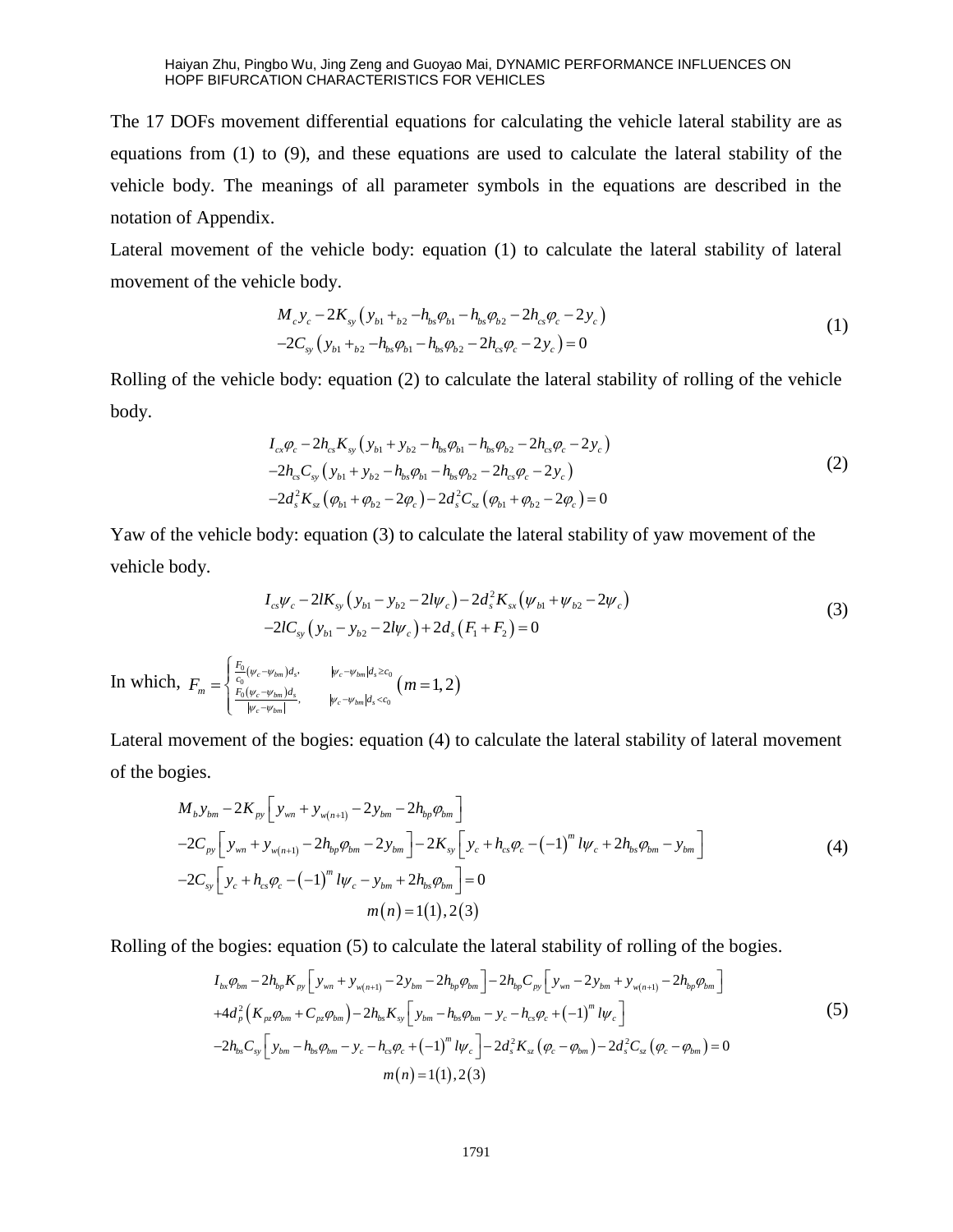The 17 DOFs movement differential equations for calculating the vehicle lateral stability are as equations from (1) to (9), and these equations are used to calculate the lateral stability of the vehicle body. The meanings of all parameter symbols in the equations are described in the notation of Appendix.

Lateral movement of the vehicle body: equation (1) to calculate the lateral stability of lateral movement of the vehicle body.

$$
\begin{aligned}
& M_c y_c - 2K_{sy}\left(y_{b1} +_{b2} - h_{bs}\varphi_{b1} - h_{bs}\varphi_{b2} - 2h_{cs}\varphi_c - 2y_c\right) \\
& -2C_{sy}\left(y_{b1} +_{b2} - h_{bs}\varphi_{b1} - h_{bs}\varphi_{b2} - 2h_{cs}\varphi_c - 2y_c\right) = 0
\end{aligned}
\tag{1}
$$

Rolling of the vehicle body: equation (2) to calculate the lateral stability of rolling of the vehicle body.

$$
\begin{aligned}
& I_{cx}\varphi_c - 2h_{cs}K_{sy}\left(y_{b1} + y_{b2} - h_{bs}\varphi_{b1} - h_{bs}\varphi_{b2} - 2h_{cs}\varphi_c - 2y_c\right) \\
& -2h_{cs}C_{sy}\left(y_{b1} + y_{b2} - h_{bs}\varphi_{b1} - h_{bs}\varphi_{b2} - 2h_{cs}\varphi_c - 2y_c\right) \\
& -2d_s^2 K_{sz}\left(\varphi_{b1} + \varphi_{b2} - 2\varphi_c\right) - 2d_s^2 C_{sz}\left(\varphi_{b1} + \varphi_{b2} - 2\varphi_c\right) = 0
\end{aligned}
\tag{2}
$$

Yaw of the vehicle body: equation (3) to calculate the lateral stability of yaw movement of the vehicle body.

$$
\begin{aligned}
& I_{cs}\psi_c - 2lK_{sy}\left(y_{b1} - y_{b2} - 2l\psi_c\right) - 2d_s^2 K_{sx}\left(\psi_{b1} + \psi_{b2} - 2\psi_c\right) \\
& -2lC_{sy}\left(y_{b1} - y_{b2} - 2l\psi_c\right) + 2d_s\left(F_1 + F_2\right) = 0
\end{aligned}
\tag{3}
$$

In which, $F_m = \begin{cases} \frac{F_0}{c_0}(\psi_c - \psi_{bm})d_s, & |\psi_c - \psi_{bm}|d_s \ge c_0 \\ \frac{F_0(\psi_c - \psi_{bm})d_s}{|\psi_c - \psi_{bm}|}, & |\psi_c - \psi_{bm}|d_s < c_0 \end{cases} \left(m = 1, 2\right)$

Lateral movement of the bogies: equation (4) to calculate the lateral stability of lateral movement of the bogies.

$$
\begin{aligned}
& M_b y_{bm} - 2K_{py}\left[y_{wn} + y_{w(n+1)} - 2y_{bm} - 2h_{bp}\varphi_{bm}\right] \\
& -2C_{py}\left[y_{wn} + y_{w(n+1)} - 2h_{bp}\varphi_{bm} - 2y_{bm}\right] - 2K_{sy}\left[y_c + h_{cs}\varphi_c - \left(-1\right)^m l\psi_c + 2h_{bs}\varphi_{bm} - y_{bm}\right] \\
& -2C_{sy}\left[y_c + h_{cs}\varphi_c - \left(-1\right)^m l\psi_c - y_{bm} + 2h_{bs}\varphi_{bm}\right] = 0 \\
& \qquad m\left(n\right) = 1\left(1\right), 2\left(3\right)
\end{aligned}
\tag{4}
$$

Rolling of the bogies: equation (5) to calculate the lateral stability of rolling of the bogies.

$$
\begin{aligned}
& I_{bx}\varphi_{bm} - 2h_{bp}K_{py}\left[y_{wn} + y_{w(n+1)} - 2y_{bm} - 2h_{bp}\varphi_{bm}\right] - 2h_{bp}C_{py}\left[y_{wn} - 2y_{bm} + y_{w(n+1)} - 2h_{bp}\varphi_{bm}\right] \\
& +4d_p^2\left(K_{pz}\varphi_{bm} + C_{pz}\varphi_{bm}\right) - 2h_{bs}K_{sy}\left[y_{bm} - h_{bs}\varphi_{bm} - y_c - h_{cs}\varphi_c + \left(-1\right)^m l\psi_c\right] \\
& -2h_{bs}C_{sy}\left[y_{bm} - h_{bs}\varphi_{bm} - y_c - h_{cs}\varphi_c + \left(-1\right)^m l\psi_c\right] - 2d_s^2 K_{sz}\left(\varphi_c - \varphi_{bm}\right) - 2d_s^2 C_{sz}\left(\varphi_c - \varphi_{bm}\right) = 0 \\
& \qquad m\left(n\right) = 1\left(1\right), 2\left(3\right)
\end{aligned}
\tag{5}
$$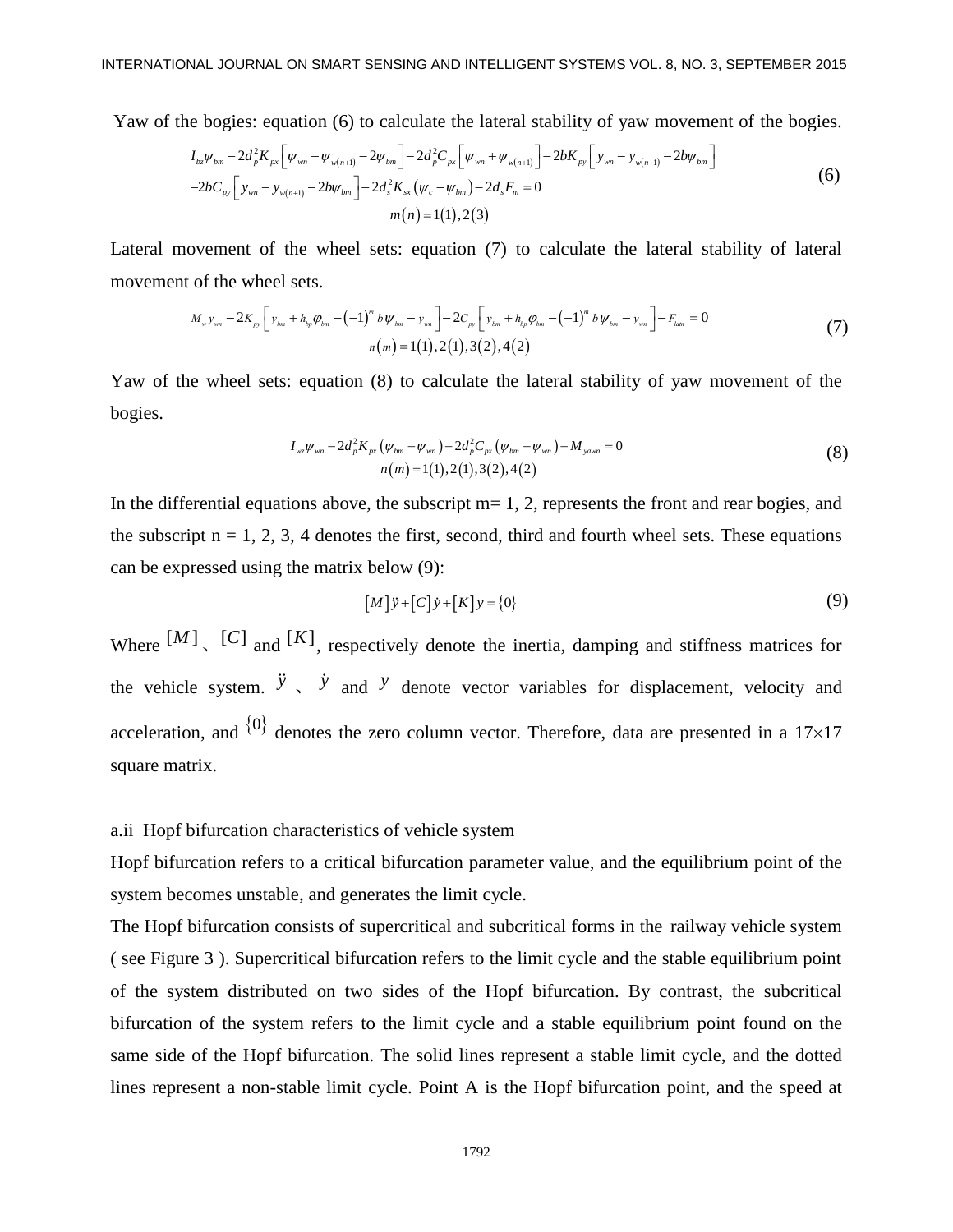Yaw of the bogies: equation (6) to calculate the lateral stability of yaw movement of the bogies.

$$
\begin{aligned}
& I_{bz}\psi_{bm} - 2d_p^2 K_{px}\left[\psi_{wn} + \psi_{w(n+1)} - 2\psi_{bm}\right] - 2d_p^2 C_{px}\left[\psi_{wn} + \psi_{w(n+1)}\right] - 2bK_{py}\left[y_{wn} - y_{w(n+1)} - 2b\psi_{bm}\right] \\
& -2bC_{py}\left[y_{wn} - y_{w(n+1)} - 2b\psi_{bm}\right] - 2d_s^2 K_{sx}\left(\psi_c - \psi_{bm}\right) - 2d_s F_m = 0 \\
& m(n) = 1(1), 2(3)
\end{aligned} \tag{6}
$$

Lateral movement of the wheel sets: equation (7) to calculate the lateral stability of lateral movement of the wheel sets.

$$
\begin{aligned}
& M_w y_{wn} - 2K_{py}\left[y_{bm} + h_{bp}\varphi_{bm} - (-1)^m b\psi_{bm} - y_{wn}\right] - 2C_{py}\left[y_{bm} + h_{bp}\varphi_{bm} - (-1)^m b\psi_{bm} - y_{wn}\right] - F_{latn} = 0 \\
& n(m) = 1(1), 2(1), 3(2), 4(2)
\end{aligned} \tag{7}
$$

Yaw of the wheel sets: equation (8) to calculate the lateral stability of yaw movement of the bogies.

$$
\begin{aligned}
& I_{wz}\psi_{wn} - 2d_p^2 K_{px}\left(\psi_{bm} - \psi_{wn}\right) - 2d_p^2 C_{px}\left(\psi_{bm} - \psi_{wn}\right) - M_{yawn} = 0 \\
& n(m) = 1(1), 2(1), 3(2), 4(2)
\end{aligned} \tag{8}
$$

In the differential equations above, the subscript m= 1, 2, represents the front and rear bogies, and the subscript n = 1, 2, 3, 4 denotes the first, second, third and fourth wheel sets. These equations can be expressed using the matrix below (9):

$$
[M]\ddot{y} + [C]\dot{y} + [K]y = \{0\} \tag{9}
$$

Where $[M]$ 、 $[C]$ and $[K]$, respectively denote the inertia, damping and stiffness matrices for the vehicle system. $\ddot{y}$ 、 $\dot{y}$ and $y$ denote vector variables for displacement, velocity and acceleration, and $\{0\}$ denotes the zero column vector. Therefore, data are presented in a 17×17 square matrix.

a.ii Hopf bifurcation characteristics of vehicle system

Hopf bifurcation refers to a critical bifurcation parameter value, and the equilibrium point of the system becomes unstable, and generates the limit cycle.

The Hopf bifurcation consists of supercritical and subcritical forms in the railway vehicle system ( see Figure 3 ). Supercritical bifurcation refers to the limit cycle and the stable equilibrium point of the system distributed on two sides of the Hopf bifurcation. By contrast, the subcritical bifurcation of the system refers to the limit cycle and a stable equilibrium point found on the same side of the Hopf bifurcation. The solid lines represent a stable limit cycle, and the dotted lines represent a non-stable limit cycle. Point A is the Hopf bifurcation point, and the speed at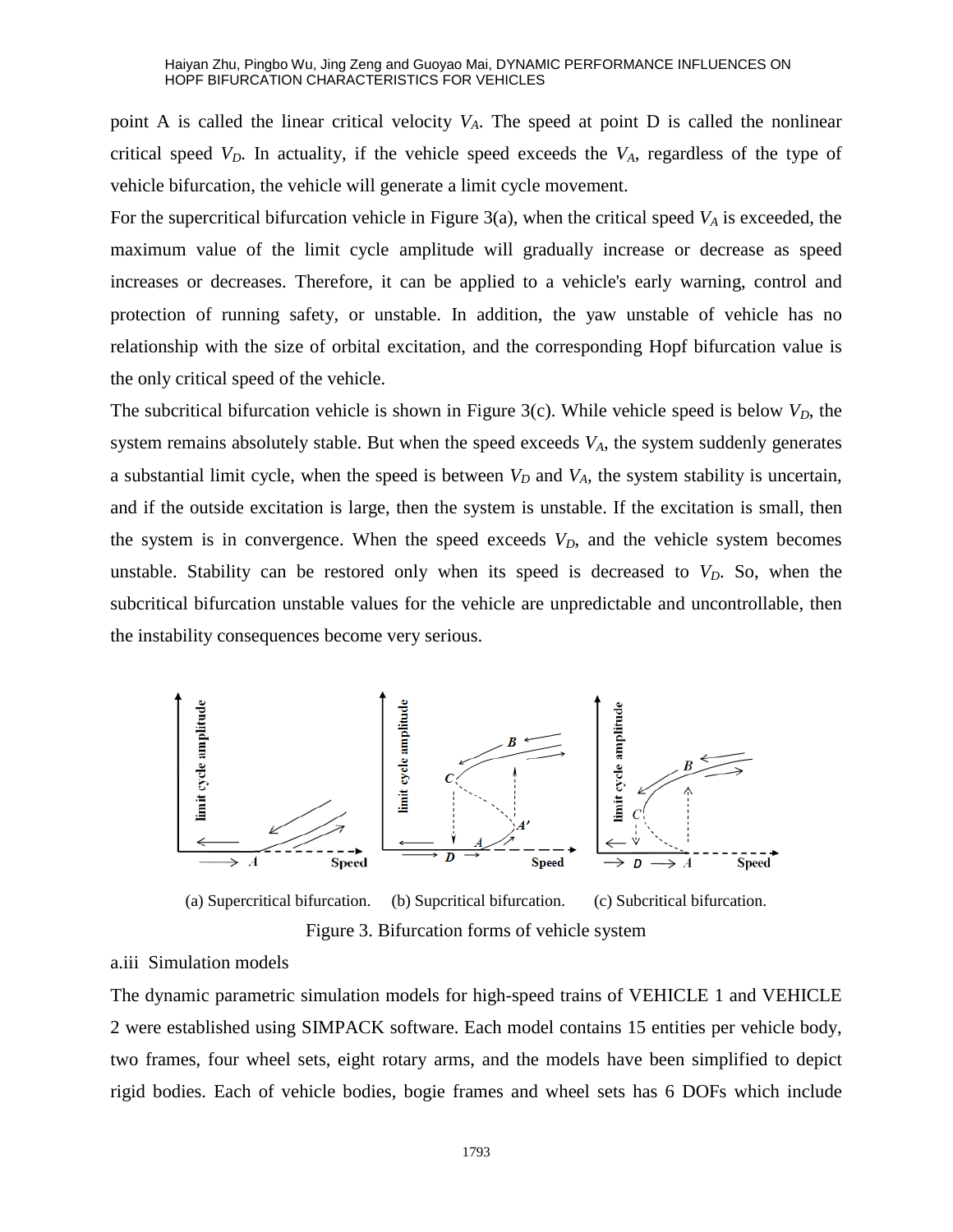point A is called the linear critical velocity $V_A$. The speed at point D is called the nonlinear critical speed $V_D$. In actuality, if the vehicle speed exceeds the $V_A$, regardless of the type of vehicle bifurcation, the vehicle will generate a limit cycle movement.

For the supercritical bifurcation vehicle in Figure 3(a), when the critical speed $V_A$ is exceeded, the maximum value of the limit cycle amplitude will gradually increase or decrease as speed increases or decreases. Therefore, it can be applied to a vehicle's early warning, control and protection of running safety, or unstable. In addition, the yaw unstable of vehicle has no relationship with the size of orbital excitation, and the corresponding Hopf bifurcation value is the only critical speed of the vehicle.

The subcritical bifurcation vehicle is shown in Figure 3(c). While vehicle speed is below $V_D$, the system remains absolutely stable. But when the speed exceeds $V_A$, the system suddenly generates a substantial limit cycle, when the speed is between $V_D$ and $V_A$, the system stability is uncertain, and if the outside excitation is large, then the system is unstable. If the excitation is small, then the system is in convergence. When the speed exceeds $V_D$, and the vehicle system becomes unstable. Stability can be restored only when its speed is decreased to $V_D$. So, when the subcritical bifurcation unstable values for the vehicle are unpredictable and uncontrollable, then the instability consequences become very serious.

(a) Supercritical bifurcation. (b) Supcritical bifurcation. (c) Subcritical bifurcation.

Figure 3. Bifurcation forms of vehicle system

a.iii Simulation models

The dynamic parametric simulation models for high-speed trains of VEHICLE 1 and VEHICLE 2 were established using SIMPACK software. Each model contains 15 entities per vehicle body, two frames, four wheel sets, eight rotary arms, and the models have been simplified to depict rigid bodies. Each of vehicle bodies, bogie frames and wheel sets has 6 DOFs which include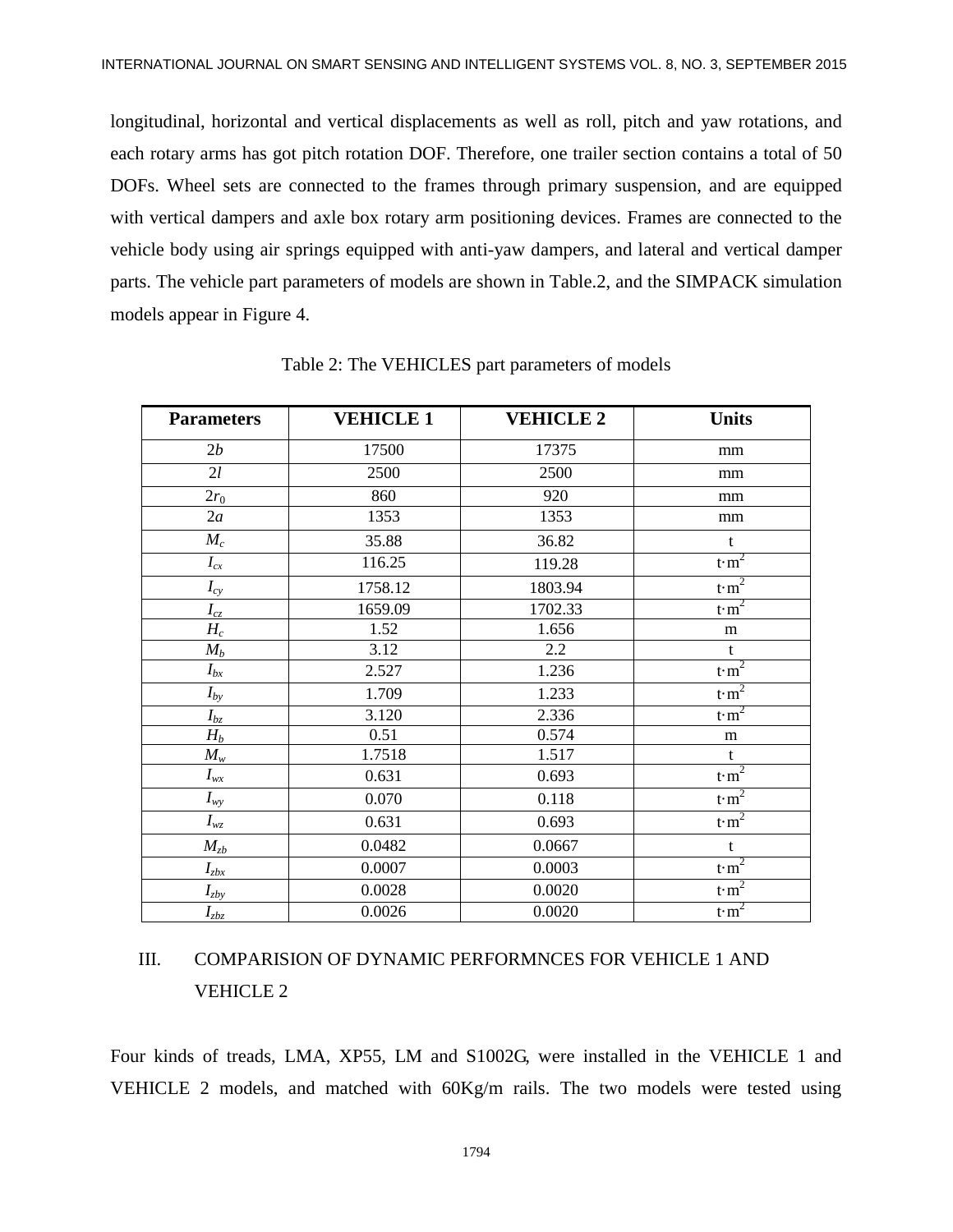longitudinal, horizontal and vertical displacements as well as roll, pitch and yaw rotations, and each rotary arms has got pitch rotation DOF. Therefore, one trailer section contains a total of 50 DOFs. Wheel sets are connected to the frames through primary suspension, and are equipped with vertical dampers and axle box rotary arm positioning devices. Frames are connected to the vehicle body using air springs equipped with anti-yaw dampers, and lateral and vertical damper parts. The vehicle part parameters of models are shown in Table.2, and the SIMPACK simulation models appear in Figure 4.

Table 2: The VEHICLES part parameters of models

| Parameters | VEHICLE 1 | VEHICLE 2 | Units |
|---|---|---|---|
| $2b$ | 17500 | 17375 | mm |
| $2l$ | 2500 | 2500 | mm |
| $2r_0$ | 860 | 920 | mm |
| $2a$ | 1353 | 1353 | mm |
| $M_c$ | 35.88 | 36.82 | t |
| $I_{cx}$ | 116.25 | 119.28 | $t{\cdot}m^2$ |
| $I_{cy}$ | 1758.12 | 1803.94 | $t{\cdot}m^2$ |
| $I_{cz}$ | 1659.09 | 1702.33 | $t{\cdot}m^2$ |
| $H_c$ | 1.52 | 1.656 | m |
| $M_b$ | 3.12 | 2.2 | t |
| $I_{bx}$ | 2.527 | 1.236 | $t{\cdot}m^2$ |
| $I_{by}$ | 1.709 | 1.233 | $t{\cdot}m^2$ |
| $I_{bz}$ | 3.120 | 2.336 | $t{\cdot}m^2$ |
| $H_b$ | 0.51 | 0.574 | m |
| $M_w$ | 1.7518 | 1.517 | t |
| $I_{wx}$ | 0.631 | 0.693 | $t{\cdot}m^2$ |
| $I_{wy}$ | 0.070 | 0.118 | $t{\cdot}m^2$ |
| $I_{wz}$ | 0.631 | 0.693 | $t{\cdot}m^2$ |
| $M_{zb}$ | 0.0482 | 0.0667 | t |
| $I_{zbx}$ | 0.0007 | 0.0003 | $t{\cdot}m^2$ |
| $I_{zby}$ | 0.0028 | 0.0020 | $t{\cdot}m^2$ |
| $I_{zbz}$ | 0.0026 | 0.0020 | $t{\cdot}m^2$ |

## III. COMPARISION OF DYNAMIC PERFORMNCES FOR VEHICLE 1 AND VEHICLE 2

Four kinds of treads, LMA, XP55, LM and S1002G, were installed in the VEHICLE 1 and VEHICLE 2 models, and matched with 60Kg/m rails. The two models were tested using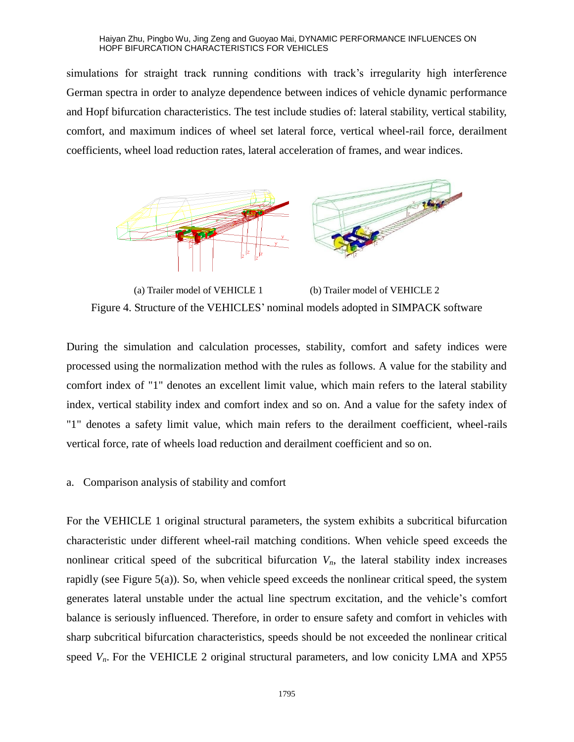simulations for straight track running conditions with track's irregularity high interference German spectra in order to analyze dependence between indices of vehicle dynamic performance and Hopf bifurcation characteristics. The test include studies of: lateral stability, vertical stability, comfort, and maximum indices of wheel set lateral force, vertical wheel-rail force, derailment coefficients, wheel load reduction rates, lateral acceleration of frames, and wear indices.

(a) Trailer model of VEHICLE 1 (b) Trailer model of VEHICLE 2

Figure 4. Structure of the VEHICLES' nominal models adopted in SIMPACK software

During the simulation and calculation processes, stability, comfort and safety indices were processed using the normalization method with the rules as follows. A value for the stability and comfort index of "1" denotes an excellent limit value, which main refers to the lateral stability index, vertical stability index and comfort index and so on. And a value for the safety index of "1" denotes a safety limit value, which main refers to the derailment coefficient, wheel-rails vertical force, rate of wheels load reduction and derailment coefficient and so on.

a. Comparison analysis of stability and comfort

For the VEHICLE 1 original structural parameters, the system exhibits a subcritical bifurcation characteristic under different wheel-rail matching conditions. When vehicle speed exceeds the nonlinear critical speed of the subcritical bifurcation $V_n$, the lateral stability index increases rapidly (see Figure 5(a)). So, when vehicle speed exceeds the nonlinear critical speed, the system generates lateral unstable under the actual line spectrum excitation, and the vehicle's comfort balance is seriously influenced. Therefore, in order to ensure safety and comfort in vehicles with sharp subcritical bifurcation characteristics, speeds should be not exceeded the nonlinear critical speed $V_n$. For the VEHICLE 2 original structural parameters, and low conicity LMA and XP55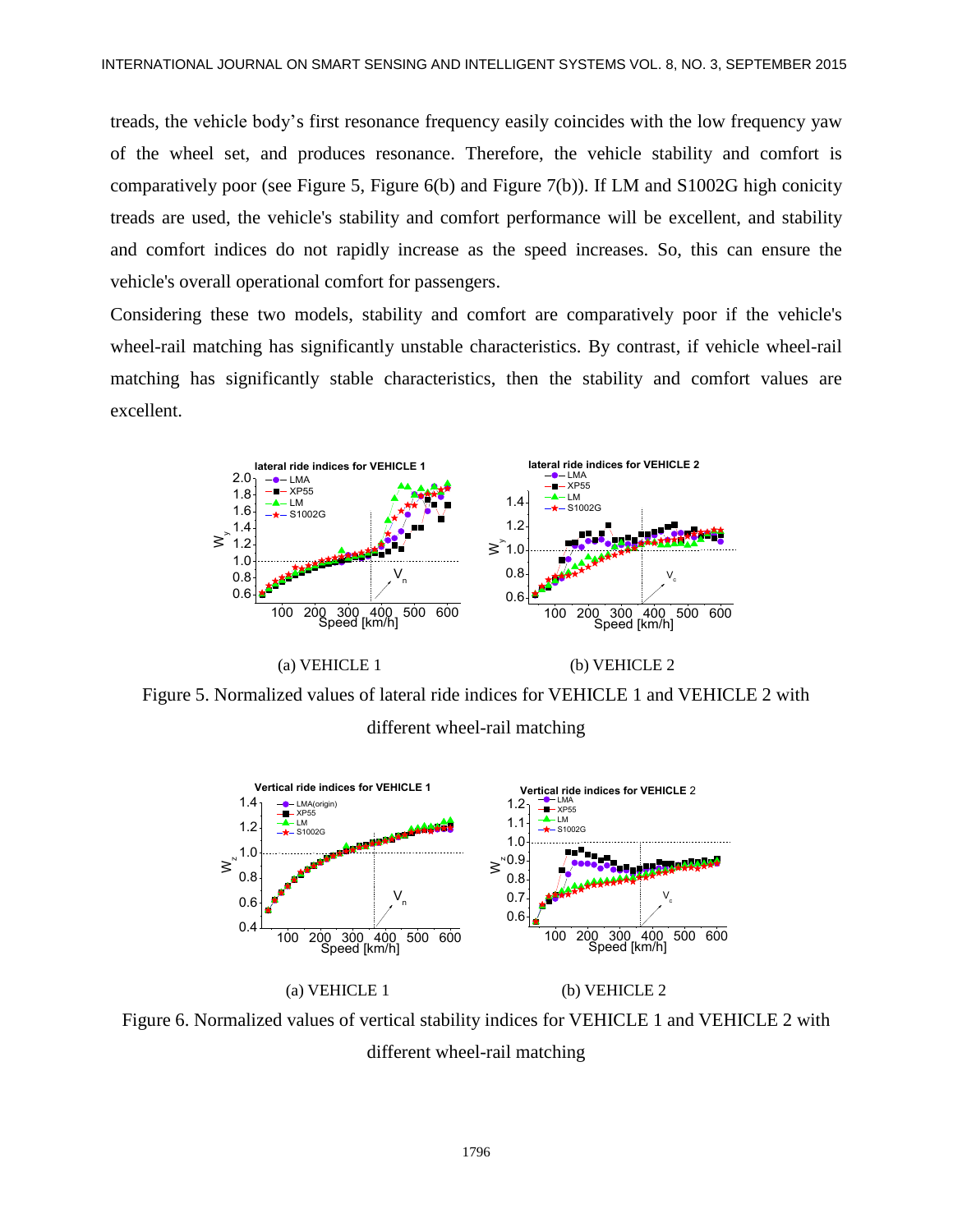treads, the vehicle body's first resonance frequency easily coincides with the low frequency yaw of the wheel set, and produces resonance. Therefore, the vehicle stability and comfort is comparatively poor (see Figure 5, Figure 6(b) and Figure 7(b)). If LM and S1002G high conicity treads are used, the vehicle's stability and comfort performance will be excellent, and stability and comfort indices do not rapidly increase as the speed increases. So, this can ensure the vehicle's overall operational comfort for passengers.

Considering these two models, stability and comfort are comparatively poor if the vehicle's wheel-rail matching has significantly unstable characteristics. By contrast, if vehicle wheel-rail matching has significantly stable characteristics, then the stability and comfort values are excellent.

(a) VEHICLE 1 (b) VEHICLE 2

Figure 5. Normalized values of lateral ride indices for VEHICLE 1 and VEHICLE 2 with different wheel-rail matching

(a) VEHICLE 1 (b) VEHICLE 2

Figure 6. Normalized values of vertical stability indices for VEHICLE 1 and VEHICLE 2 with different wheel-rail matching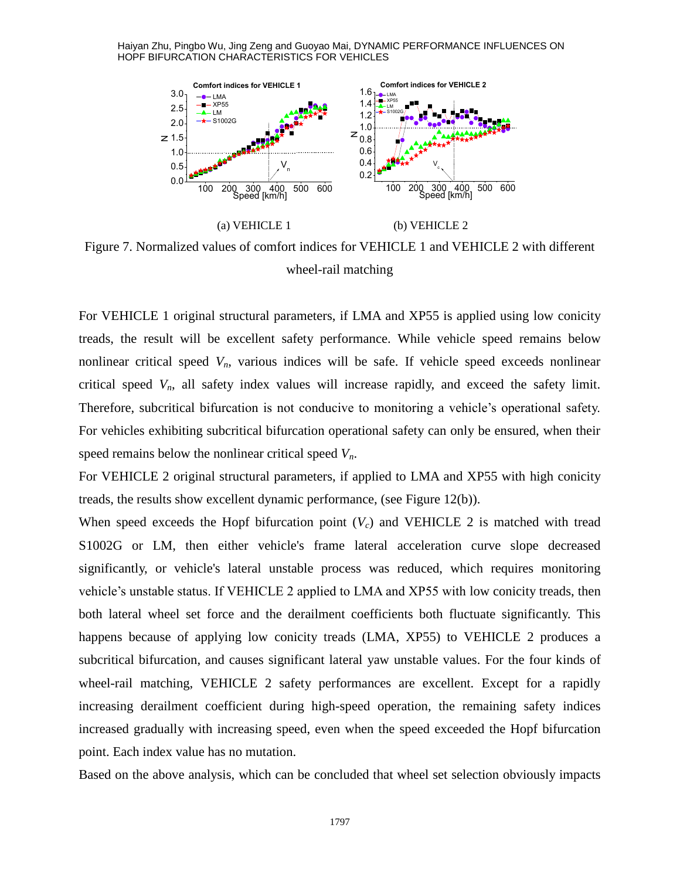(a) VEHICLE 1 (b) VEHICLE 2

Figure 7. Normalized values of comfort indices for VEHICLE 1 and VEHICLE 2 with different wheel-rail matching

For VEHICLE 1 original structural parameters, if LMA and XP55 is applied using low conicity treads, the result will be excellent safety performance. While vehicle speed remains below nonlinear critical speed $V_n$, various indices will be safe. If vehicle speed exceeds nonlinear critical speed $V_n$, all safety index values will increase rapidly, and exceed the safety limit. Therefore, subcritical bifurcation is not conducive to monitoring a vehicle's operational safety. For vehicles exhibiting subcritical bifurcation operational safety can only be ensured, when their speed remains below the nonlinear critical speed $V_n$.

For VEHICLE 2 original structural parameters, if applied to LMA and XP55 with high conicity treads, the results show excellent dynamic performance, (see Figure 12(b)).

When speed exceeds the Hopf bifurcation point ($V_c$) and VEHICLE 2 is matched with tread S1002G or LM, then either vehicle's frame lateral acceleration curve slope decreased significantly, or vehicle's lateral unstable process was reduced, which requires monitoring vehicle's unstable status. If VEHICLE 2 applied to LMA and XP55 with low conicity treads, then both lateral wheel set force and the derailment coefficients both fluctuate significantly. This happens because of applying low conicity treads (LMA, XP55) to VEHICLE 2 produces a subcritical bifurcation, and causes significant lateral yaw unstable values. For the four kinds of wheel-rail matching, VEHICLE 2 safety performances are excellent. Except for a rapidly increasing derailment coefficient during high-speed operation, the remaining safety indices increased gradually with increasing speed, even when the speed exceeded the Hopf bifurcation point. Each index value has no mutation.

Based on the above analysis, which can be concluded that wheel set selection obviously impacts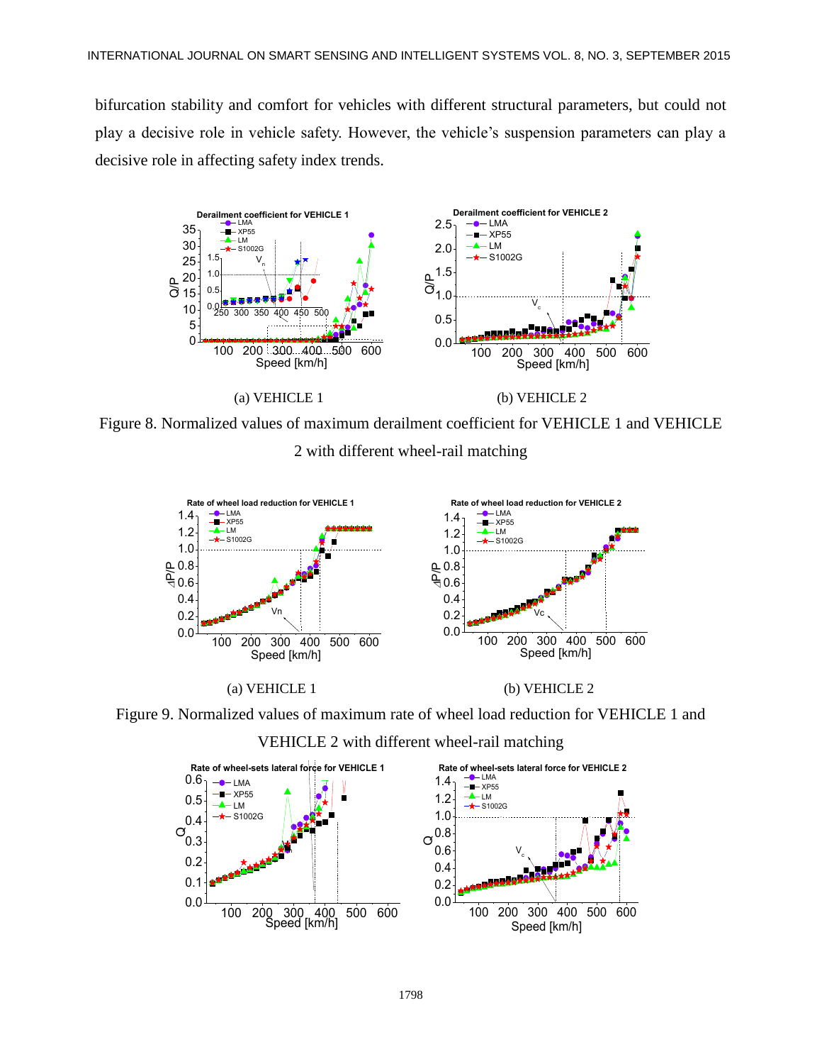bifurcation stability and comfort for vehicles with different structural parameters, but could not play a decisive role in vehicle safety. However, the vehicle's suspension parameters can play a decisive role in affecting safety index trends.

(a) VEHICLE 1 (b) VEHICLE 2

Figure 8. Normalized values of maximum derailment coefficient for VEHICLE 1 and VEHICLE 2 with different wheel-rail matching

(a) VEHICLE 1 (b) VEHICLE 2

Figure 9. Normalized values of maximum rate of wheel load reduction for VEHICLE 1 and VEHICLE 2 with different wheel-rail matching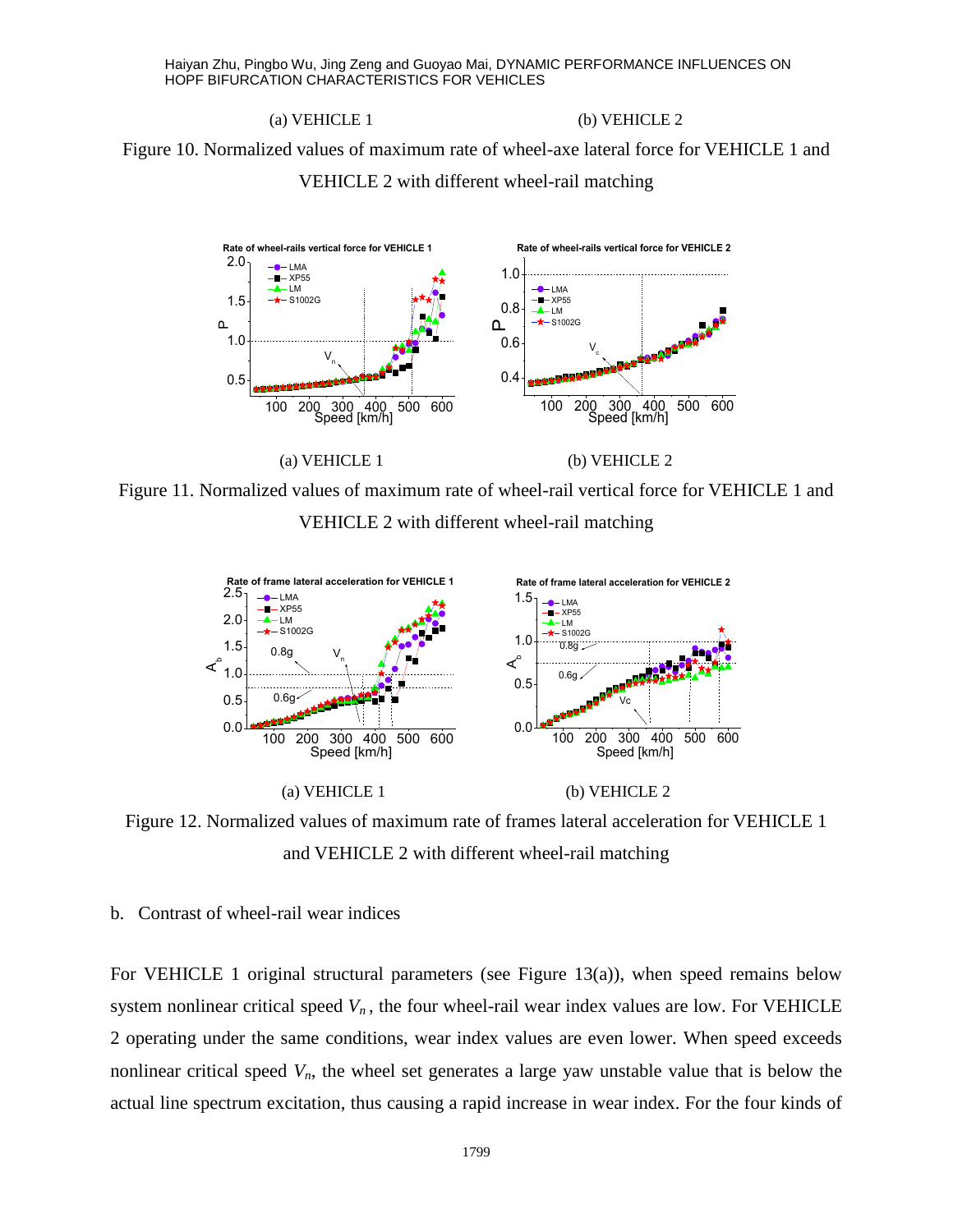(a) VEHICLE 1 (b) VEHICLE 2

Figure 10. Normalized values of maximum rate of wheel-axe lateral force for VEHICLE 1 and VEHICLE 2 with different wheel-rail matching

(a) VEHICLE 1 (b) VEHICLE 2

Figure 11. Normalized values of maximum rate of wheel-rail vertical force for VEHICLE 1 and VEHICLE 2 with different wheel-rail matching

(a) VEHICLE 1 (b) VEHICLE 2

Figure 12. Normalized values of maximum rate of frames lateral acceleration for VEHICLE 1 and VEHICLE 2 with different wheel-rail matching

b. Contrast of wheel-rail wear indices

For VEHICLE 1 original structural parameters (see Figure 13(a)), when speed remains below system nonlinear critical speed $V_n$, the four wheel-rail wear index values are low. For VEHICLE 2 operating under the same conditions, wear index values are even lower. When speed exceeds nonlinear critical speed $V_n$, the wheel set generates a large yaw unstable value that is below the actual line spectrum excitation, thus causing a rapid increase in wear index. For the four kinds of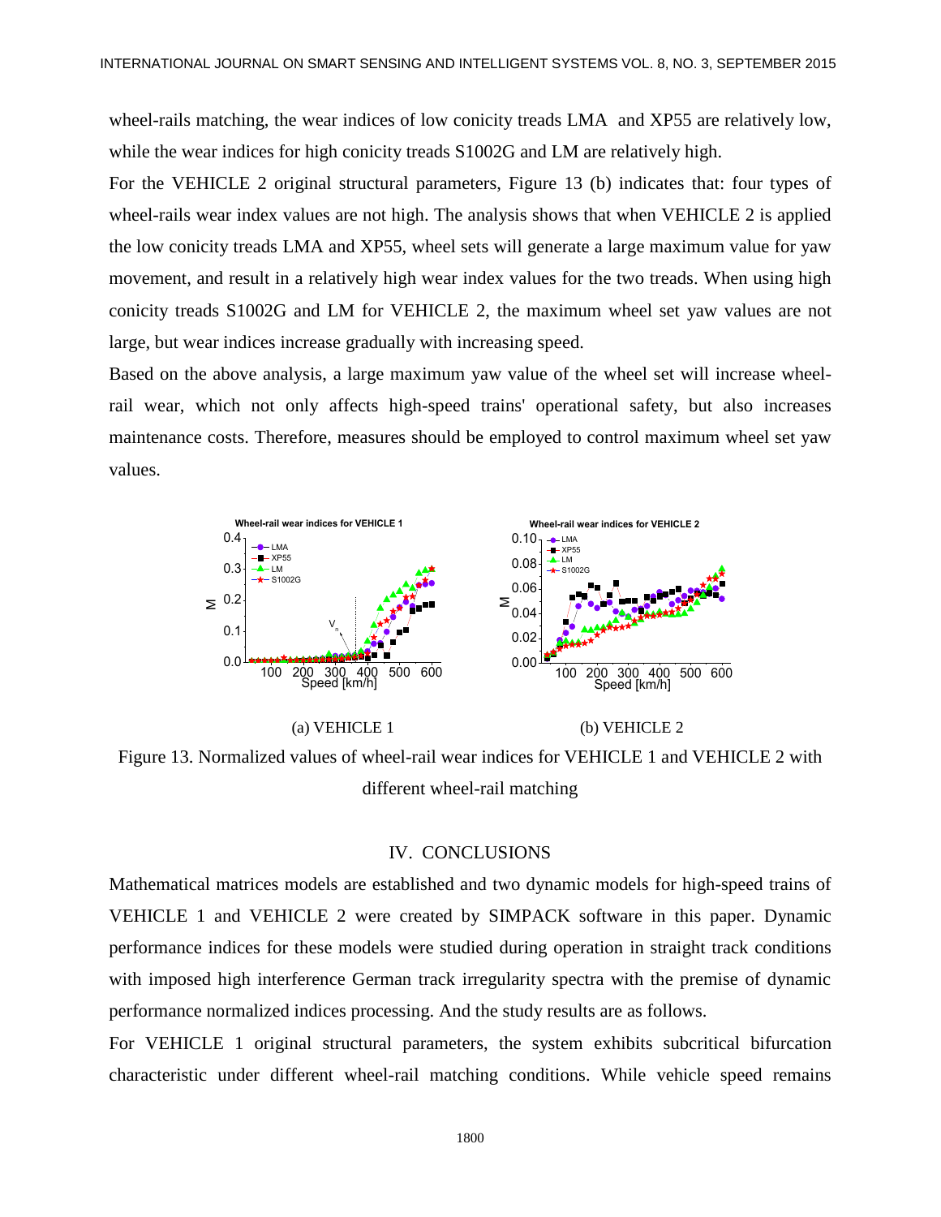wheel-rails matching, the wear indices of low conicity treads LMA and XP55 are relatively low, while the wear indices for high conicity treads S1002G and LM are relatively high.

For the VEHICLE 2 original structural parameters, Figure 13 (b) indicates that: four types of wheel-rails wear index values are not high. The analysis shows that when VEHICLE 2 is applied the low conicity treads LMA and XP55, wheel sets will generate a large maximum value for yaw movement, and result in a relatively high wear index values for the two treads. When using high conicity treads S1002G and LM for VEHICLE 2, the maximum wheel set yaw values are not large, but wear indices increase gradually with increasing speed.

Based on the above analysis, a large maximum yaw value of the wheel set will increase wheel-rail wear, which not only affects high-speed trains' operational safety, but also increases maintenance costs. Therefore, measures should be employed to control maximum wheel set yaw values.

(a) VEHICLE 1

(b) VEHICLE 2

Figure 13. Normalized values of wheel-rail wear indices for VEHICLE 1 and VEHICLE 2 with different wheel-rail matching

## IV. CONCLUSIONS

Mathematical matrices models are established and two dynamic models for high-speed trains of VEHICLE 1 and VEHICLE 2 were created by SIMPACK software in this paper. Dynamic performance indices for these models were studied during operation in straight track conditions with imposed high interference German track irregularity spectra with the premise of dynamic performance normalized indices processing. And the study results are as follows.

For VEHICLE 1 original structural parameters, the system exhibits subcritical bifurcation characteristic under different wheel-rail matching conditions. While vehicle speed remains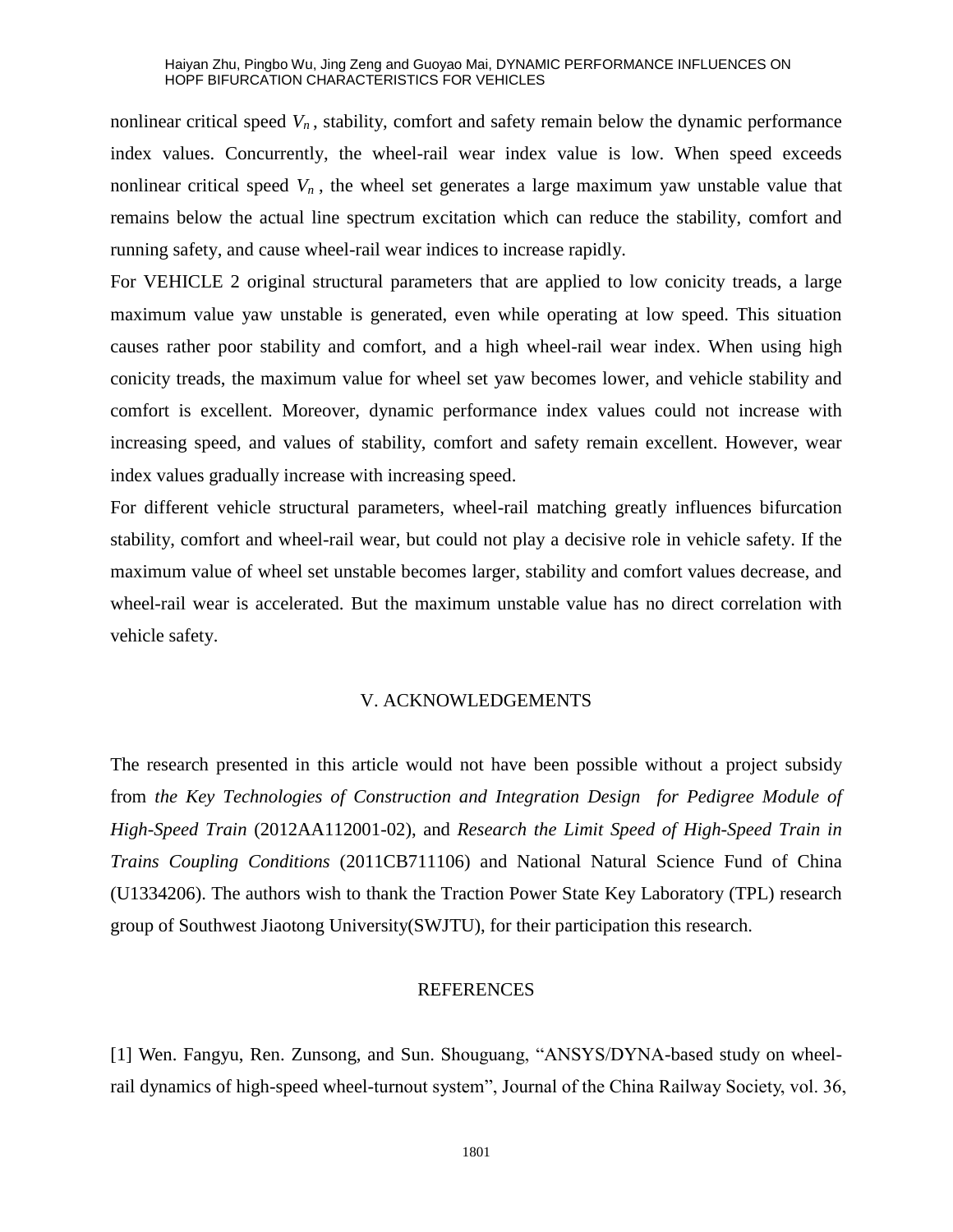nonlinear critical speed $V_n$, stability, comfort and safety remain below the dynamic performance index values. Concurrently, the wheel-rail wear index value is low. When speed exceeds nonlinear critical speed $V_n$, the wheel set generates a large maximum yaw unstable value that remains below the actual line spectrum excitation which can reduce the stability, comfort and running safety, and cause wheel-rail wear indices to increase rapidly.

For VEHICLE 2 original structural parameters that are applied to low conicity treads, a large maximum value yaw unstable is generated, even while operating at low speed. This situation causes rather poor stability and comfort, and a high wheel-rail wear index. When using high conicity treads, the maximum value for wheel set yaw becomes lower, and vehicle stability and comfort is excellent. Moreover, dynamic performance index values could not increase with increasing speed, and values of stability, comfort and safety remain excellent. However, wear index values gradually increase with increasing speed.

For different vehicle structural parameters, wheel-rail matching greatly influences bifurcation stability, comfort and wheel-rail wear, but could not play a decisive role in vehicle safety. If the maximum value of wheel set unstable becomes larger, stability and comfort values decrease, and wheel-rail wear is accelerated. But the maximum unstable value has no direct correlation with vehicle safety.

## V. ACKNOWLEDGEMENTS

The research presented in this article would not have been possible without a project subsidy from *the Key Technologies of Construction and Integration Design for Pedigree Module of High-Speed Train* (2012AA112001-02), and *Research the Limit Speed of High-Speed Train in Trains Coupling Conditions* (2011CB711106) and National Natural Science Fund of China (U1334206). The authors wish to thank the Traction Power State Key Laboratory (TPL) research group of Southwest Jiaotong University(SWJTU), for their participation this research.

## REFERENCES

[1] Wen. Fangyu, Ren. Zunsong, and Sun. Shouguang, "ANSYS/DYNA-based study on wheel-rail dynamics of high-speed wheel-turnout system", Journal of the China Railway Society, vol. 36,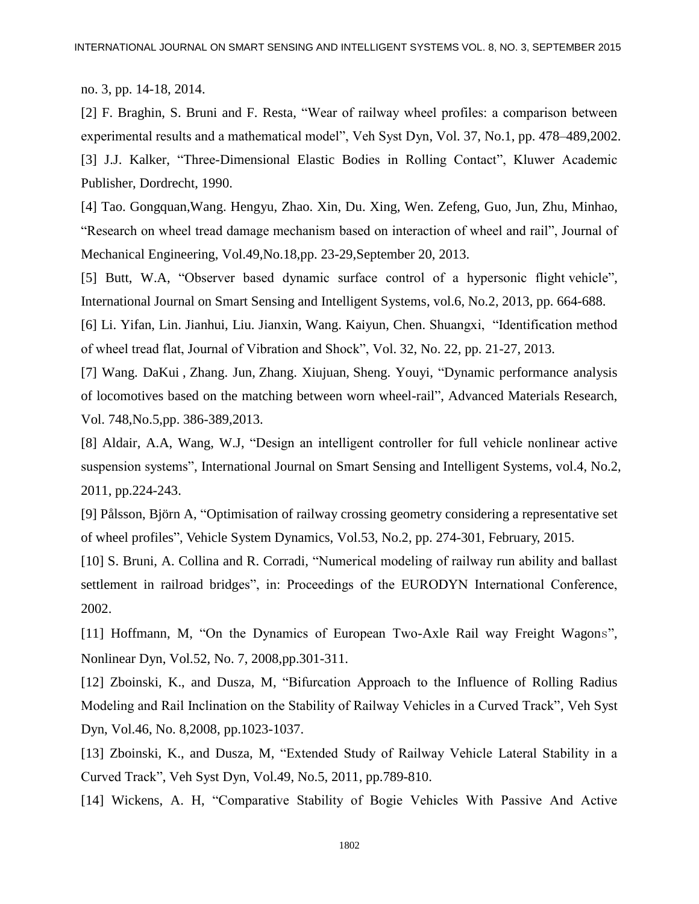no. 3, pp. 14-18, 2014.

[2] F. Braghin, S. Bruni and F. Resta, “Wear of railway wheel profiles: a comparison between experimental results and a mathematical model”, Veh Syst Dyn, Vol. 37, No.1, pp. 478–489,2002.

[3] J.J. Kalker, “Three-Dimensional Elastic Bodies in Rolling Contact”, Kluwer Academic Publisher, Dordrecht, 1990.

[4] Tao. Gongquan,Wang. Hengyu, Zhao. Xin, Du. Xing, Wen. Zefeng, Guo, Jun, Zhu, Minhao, “Research on wheel tread damage mechanism based on interaction of wheel and rail”, Journal of Mechanical Engineering, Vol.49,No.18,pp. 23-29,September 20, 2013.

[5] Butt, W.A, “Observer based dynamic surface control of a hypersonic flight vehicle”, International Journal on Smart Sensing and Intelligent Systems, vol.6, No.2, 2013, pp. 664-688.

[6] Li. Yifan, Lin. Jianhui, Liu. Jianxin, Wang. Kaiyun, Chen. Shuangxi, “Identification method of wheel tread flat, Journal of Vibration and Shock”, Vol. 32, No. 22, pp. 21-27, 2013.

[7] Wang. DaKui , Zhang. Jun, Zhang. Xiujuan, Sheng. Youyi, “Dynamic performance analysis of locomotives based on the matching between worn wheel-rail”, Advanced Materials Research, Vol. 748,No.5,pp. 386-389,2013.

[8] Aldair, A.A, Wang, W.J, “Design an intelligent controller for full vehicle nonlinear active suspension systems”, International Journal on Smart Sensing and Intelligent Systems, vol.4, No.2, 2011, pp.224-243.

[9] Pålsson, Björn A, “Optimisation of railway crossing geometry considering a representative set of wheel profiles”, Vehicle System Dynamics, Vol.53, No.2, pp. 274-301, February, 2015.

[10] S. Bruni, A. Collina and R. Corradi, “Numerical modeling of railway run ability and ballast settlement in railroad bridges”, in: Proceedings of the EURODYN International Conference, 2002.

[11] Hoffmann, M, “On the Dynamics of European Two-Axle Rail way Freight Wagons”, Nonlinear Dyn, Vol.52, No. 7, 2008,pp.301-311.

[12] Zboinski, K., and Dusza, M, “Bifurcation Approach to the Influence of Rolling Radius Modeling and Rail Inclination on the Stability of Railway Vehicles in a Curved Track”, Veh Syst Dyn, Vol.46, No. 8,2008, pp.1023-1037.

[13] Zboinski, K., and Dusza, M, “Extended Study of Railway Vehicle Lateral Stability in a Curved Track”, Veh Syst Dyn, Vol.49, No.5, 2011, pp.789-810.

[14] Wickens, A. H, “Comparative Stability of Bogie Vehicles With Passive And Active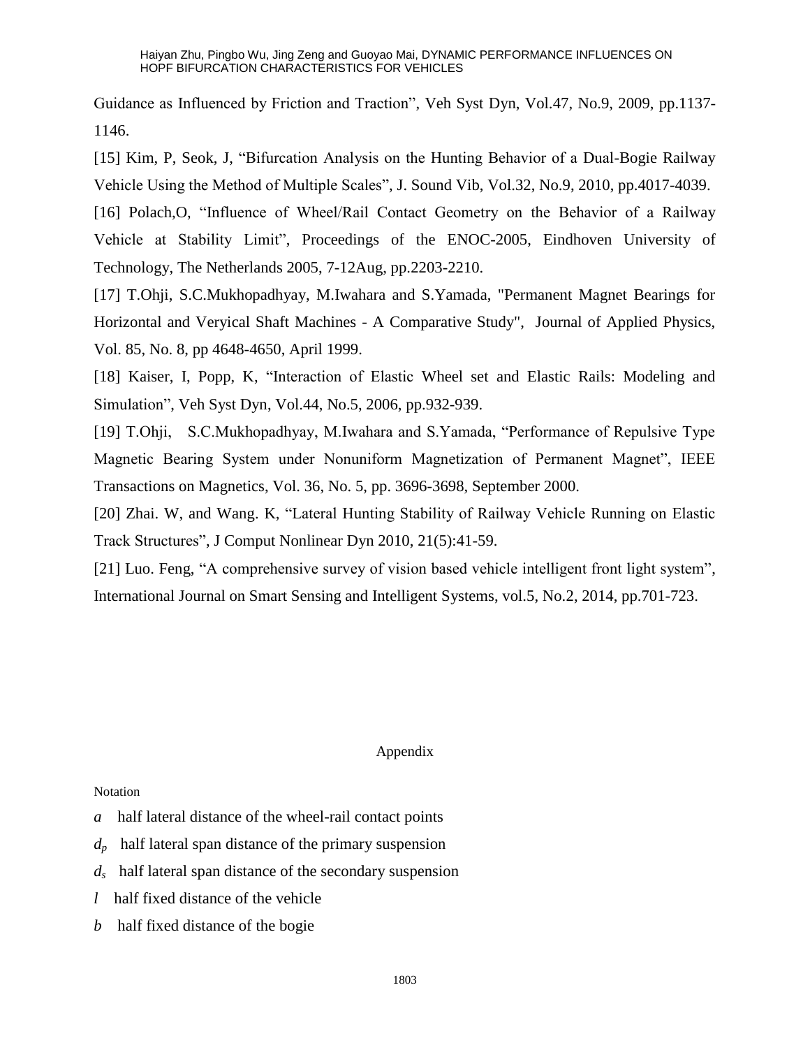Guidance as Influenced by Friction and Traction", Veh Syst Dyn, Vol.47, No.9, 2009, pp.1137-1146.

[15] Kim, P, Seok, J, "Bifurcation Analysis on the Hunting Behavior of a Dual-Bogie Railway Vehicle Using the Method of Multiple Scales", J. Sound Vib, Vol.32, No.9, 2010, pp.4017-4039.

[16] Polach,O, "Influence of Wheel/Rail Contact Geometry on the Behavior of a Railway Vehicle at Stability Limit", Proceedings of the ENOC-2005, Eindhoven University of Technology, The Netherlands 2005, 7-12Aug, pp.2203-2210.

[17] T.Ohji, S.C.Mukhopadhyay, M.Iwahara and S.Yamada, "Permanent Magnet Bearings for Horizontal and Veryical Shaft Machines - A Comparative Study", Journal of Applied Physics, Vol. 85, No. 8, pp 4648-4650, April 1999.

[18] Kaiser, I, Popp, K, "Interaction of Elastic Wheel set and Elastic Rails: Modeling and Simulation", Veh Syst Dyn, Vol.44, No.5, 2006, pp.932-939.

[19] T.Ohji, S.C.Mukhopadhyay, M.Iwahara and S.Yamada, "Performance of Repulsive Type Magnetic Bearing System under Nonuniform Magnetization of Permanent Magnet", IEEE Transactions on Magnetics, Vol. 36, No. 5, pp. 3696-3698, September 2000.

[20] Zhai. W, and Wang. K, "Lateral Hunting Stability of Railway Vehicle Running on Elastic Track Structures", J Comput Nonlinear Dyn 2010, 21(5):41-59.

[21] Luo. Feng, "A comprehensive survey of vision based vehicle intelligent front light system", International Journal on Smart Sensing and Intelligent Systems, vol.5, No.2, 2014, pp.701-723.

## Appendix

Notation

$a$ half lateral distance of the wheel-rail contact points

$d_p$ half lateral span distance of the primary suspension

$d_s$ half lateral span distance of the secondary suspension

$l$ half fixed distance of the vehicle

$b$ half fixed distance of the bogie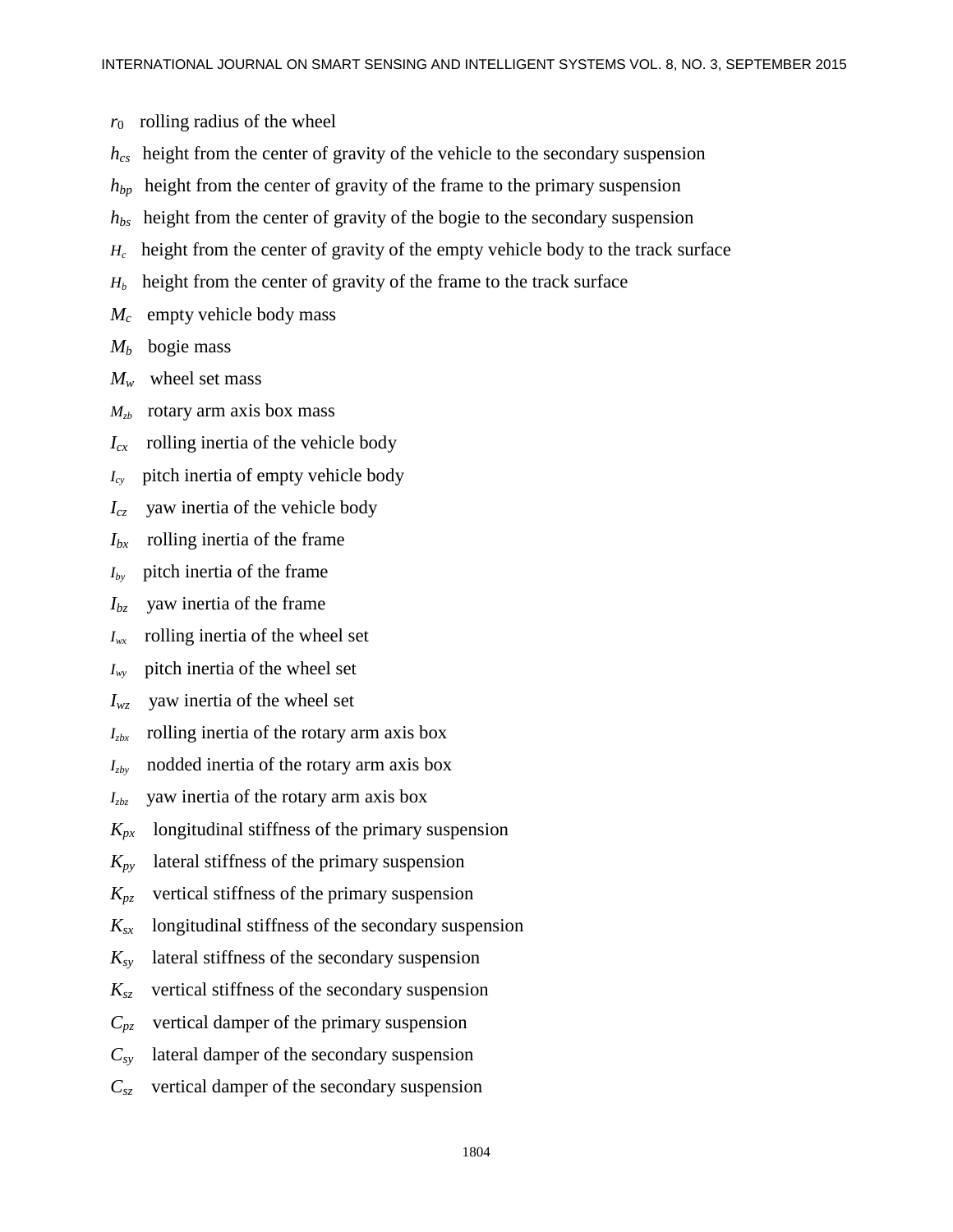$r_0$ rolling radius of the wheel

$h_{cs}$ height from the center of gravity of the vehicle to the secondary suspension

$h_{bp}$ height from the center of gravity of the frame to the primary suspension

$h_{bs}$ height from the center of gravity of the bogie to the secondary suspension

$H_c$ height from the center of gravity of the empty vehicle body to the track surface

$H_b$ height from the center of gravity of the frame to the track surface

$M_c$ empty vehicle body mass

$M_b$ bogie mass

$M_w$ wheel set mass

$M_{zb}$ rotary arm axis box mass

$I_{cx}$ rolling inertia of the vehicle body

$I_{cy}$ pitch inertia of empty vehicle body

$I_{cz}$ yaw inertia of the vehicle body

$I_{bx}$ rolling inertia of the frame

$I_{by}$ pitch inertia of the frame

$I_{bz}$ yaw inertia of the frame

$I_{wx}$ rolling inertia of the wheel set

$I_{wy}$ pitch inertia of the wheel set

$I_{wz}$ yaw inertia of the wheel set

$I_{zbx}$ rolling inertia of the rotary arm axis box

$I_{zby}$ nodded inertia of the rotary arm axis box

$I_{zbz}$ yaw inertia of the rotary arm axis box

$K_{px}$ longitudinal stiffness of the primary suspension

$K_{py}$ lateral stiffness of the primary suspension

$K_{pz}$ vertical stiffness of the primary suspension

$K_{sx}$ longitudinal stiffness of the secondary suspension

$K_{sy}$ lateral stiffness of the secondary suspension

$K_{sz}$ vertical stiffness of the secondary suspension

$C_{pz}$ vertical damper of the primary suspension

$C_{sy}$ lateral damper of the secondary suspension

$C_{sz}$ vertical damper of the secondary suspension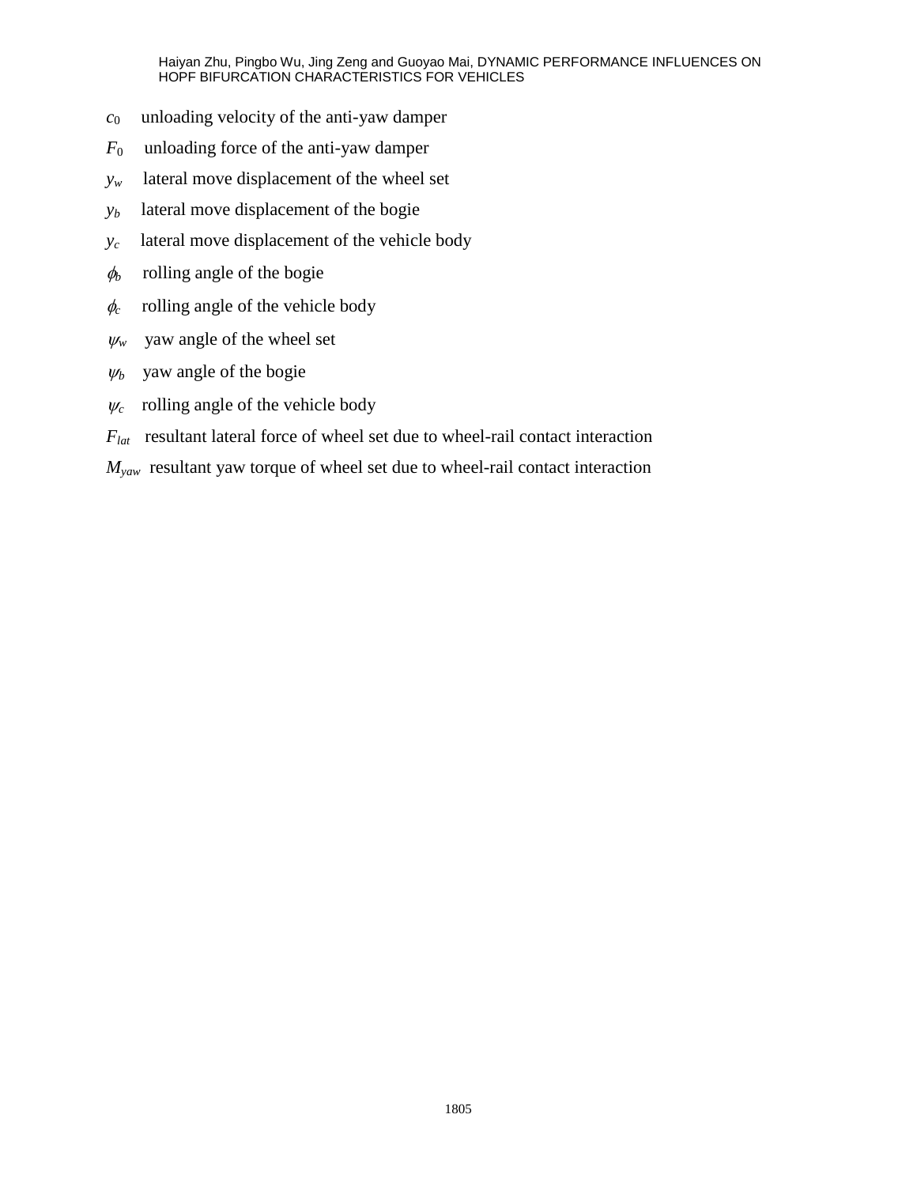$c_0$ unloading velocity of the anti-yaw damper

$F_0$ unloading force of the anti-yaw damper

$y_w$ lateral move displacement of the wheel set

$y_b$ lateral move displacement of the bogie

$y_c$ lateral move displacement of the vehicle body

$\phi_b$ rolling angle of the bogie

$\phi_c$ rolling angle of the vehicle body

$\psi_w$ yaw angle of the wheel set

$\psi_b$ yaw angle of the bogie

$\psi_c$ rolling angle of the vehicle body

$F_{lat}$ resultant lateral force of wheel set due to wheel-rail contact interaction

$M_{yaw}$ resultant yaw torque of wheel set due to wheel-rail contact interaction